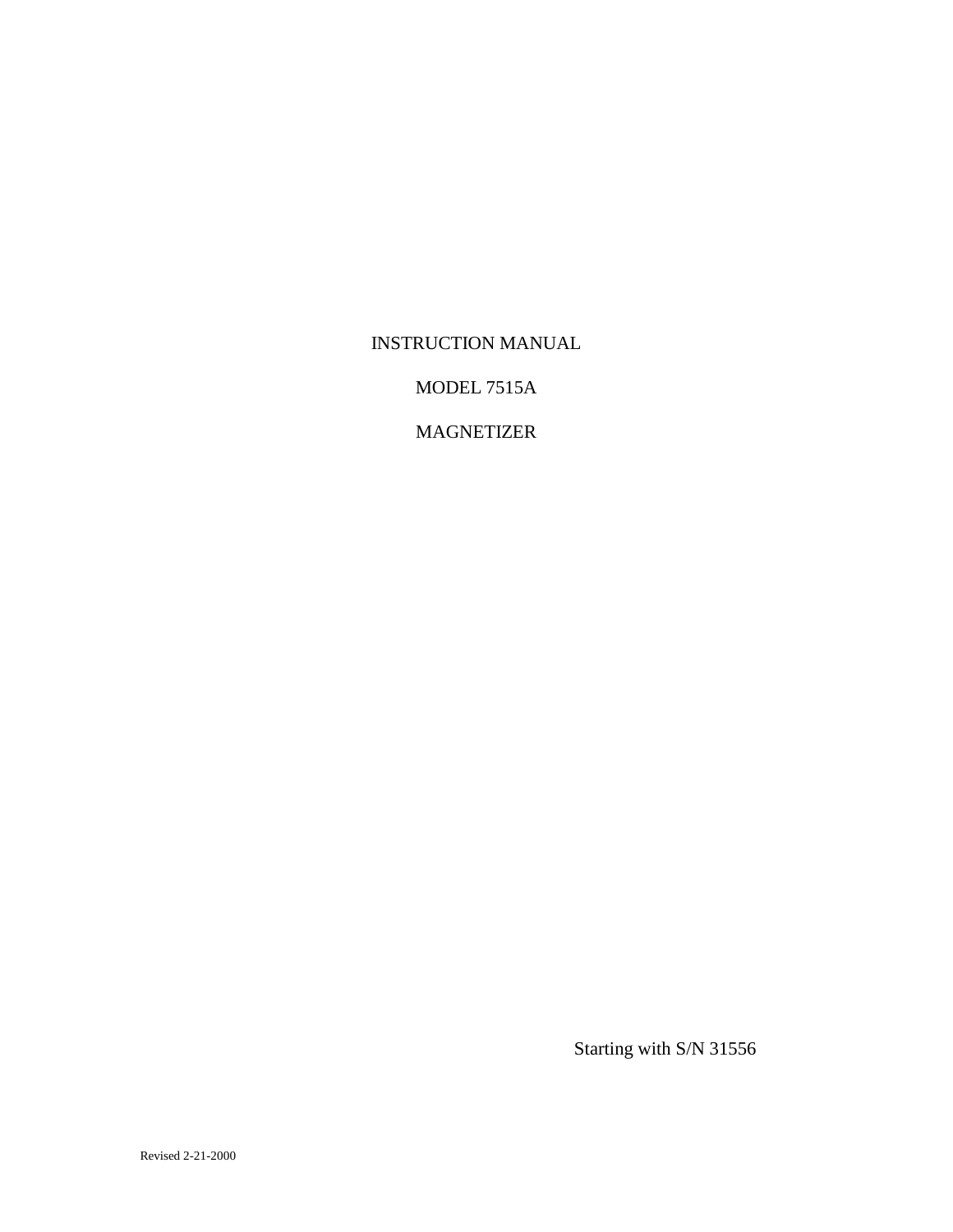# INSTRUCTION MANUAL

## MODEL 7515A

## MAGNETIZER

Starting with S/N 31556

Revised 2-21-2000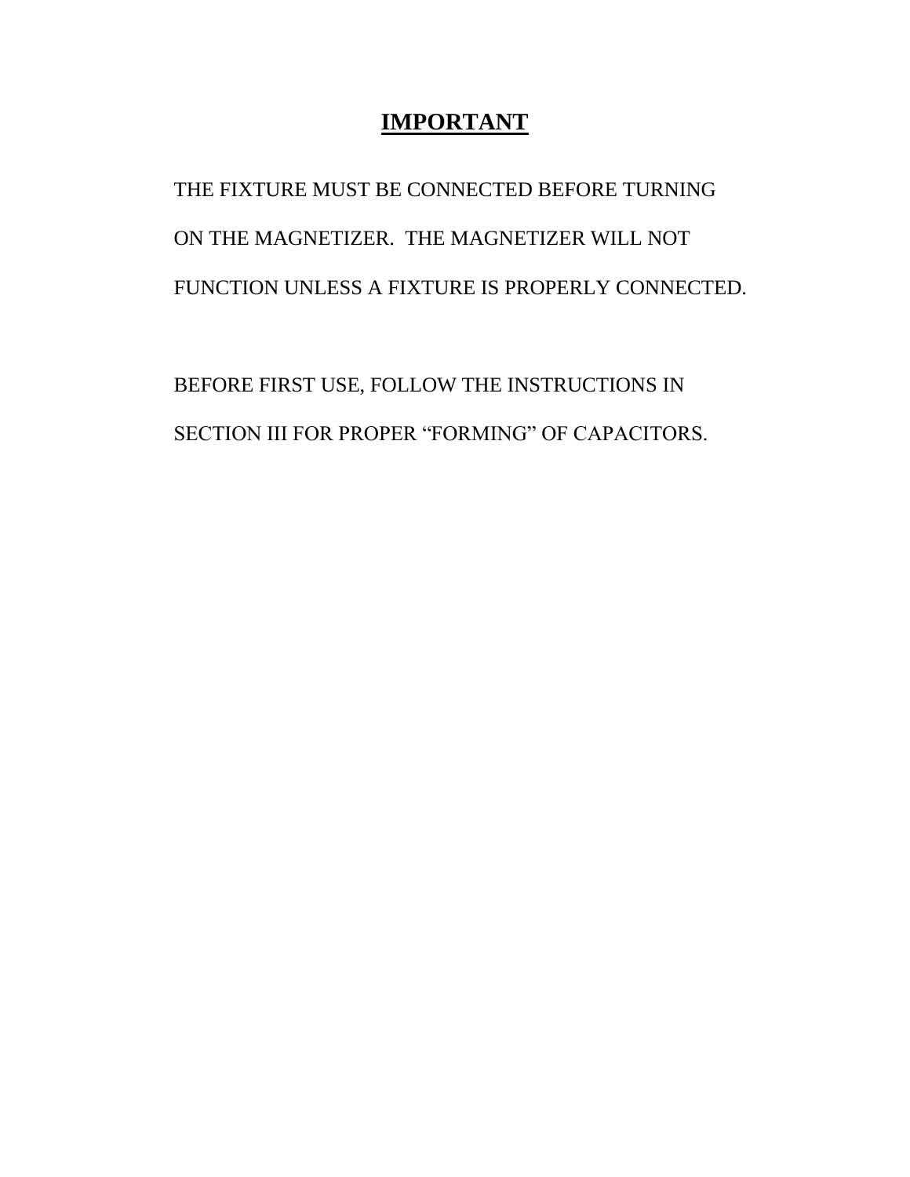# IMPORTANT

THE FIXTURE MUST BE CONNECTED BEFORE TURNING ON THE MAGNETIZER. THE MAGNETIZER WILL NOT FUNCTION UNLESS A FIXTURE IS PROPERLY CONNECTED.

BEFORE FIRST USE, FOLLOW THE INSTRUCTIONS IN SECTION III FOR PROPER "FORMING" OF CAPACITORS.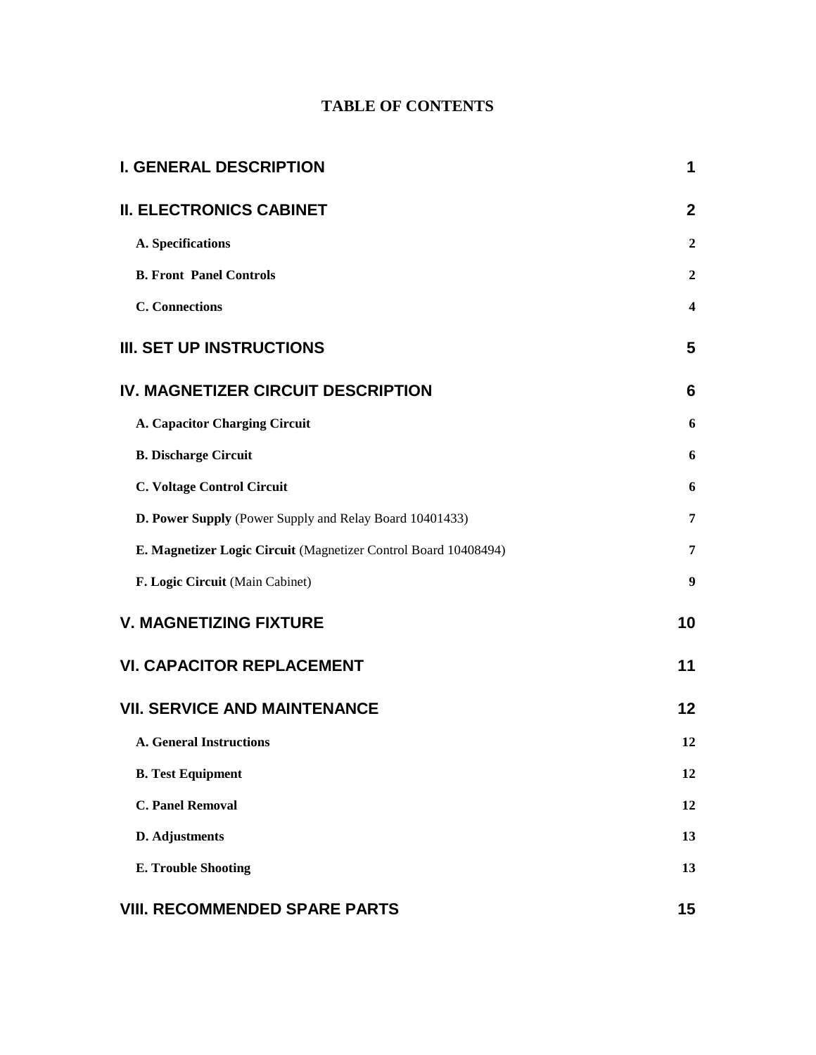# TABLE OF CONTENTS

| | |
|---|---|
| **I. GENERAL DESCRIPTION** | **1** |
| **II. ELECTRONICS CABINET** | **2** |
| **A. Specifications** | **2** |
| **B. Front Panel Controls** | **2** |
| **C. Connections** | **4** |
| **III. SET UP INSTRUCTIONS** | **5** |
| **IV. MAGNETIZER CIRCUIT DESCRIPTION** | **6** |
| **A. Capacitor Charging Circuit** | **6** |
| **B. Discharge Circuit** | **6** |
| **C. Voltage Control Circuit** | **6** |
| **D. Power Supply** (Power Supply and Relay Board 10401433) | **7** |
| **E. Magnetizer Logic Circuit** (Magnetizer Control Board 10408494) | **7** |
| **F. Logic Circuit** (Main Cabinet) | **9** |
| **V. MAGNETIZING FIXTURE** | **10** |
| **VI. CAPACITOR REPLACEMENT** | **11** |
| **VII. SERVICE AND MAINTENANCE** | **12** |
| **A. General Instructions** | **12** |
| **B. Test Equipment** | **12** |
| **C. Panel Removal** | **12** |
| **D. Adjustments** | **13** |
| **E. Trouble Shooting** | **13** |
| **VIII. RECOMMENDED SPARE PARTS** | **15** |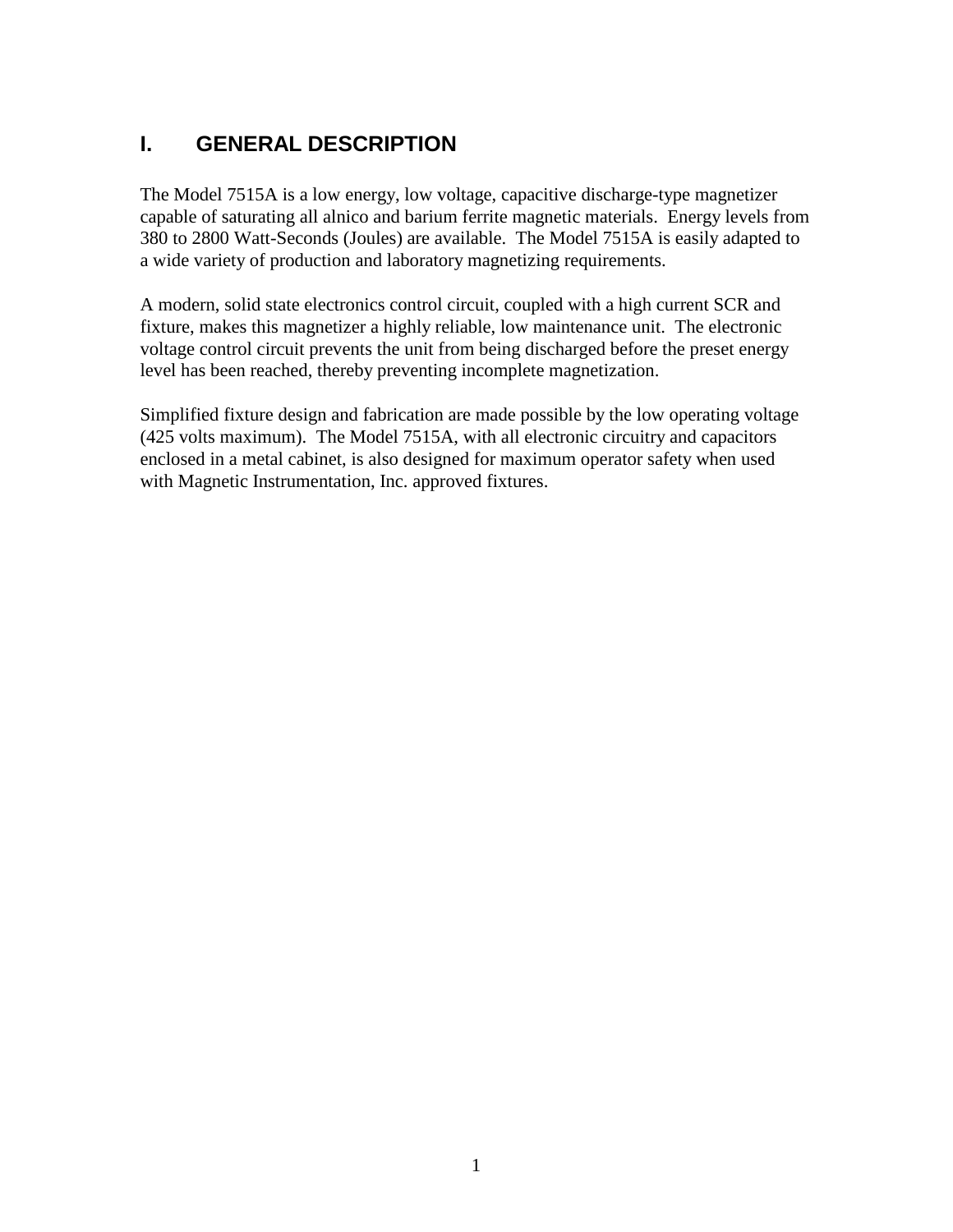# I. GENERAL DESCRIPTION

The Model 7515A is a low energy, low voltage, capacitive discharge-type magnetizer capable of saturating all alnico and barium ferrite magnetic materials. Energy levels from 380 to 2800 Watt-Seconds (Joules) are available. The Model 7515A is easily adapted to a wide variety of production and laboratory magnetizing requirements.

A modern, solid state electronics control circuit, coupled with a high current SCR and fixture, makes this magnetizer a highly reliable, low maintenance unit. The electronic voltage control circuit prevents the unit from being discharged before the preset energy level has been reached, thereby preventing incomplete magnetization.

Simplified fixture design and fabrication are made possible by the low operating voltage (425 volts maximum). The Model 7515A, with all electronic circuitry and capacitors enclosed in a metal cabinet, is also designed for maximum operator safety when used with Magnetic Instrumentation, Inc. approved fixtures.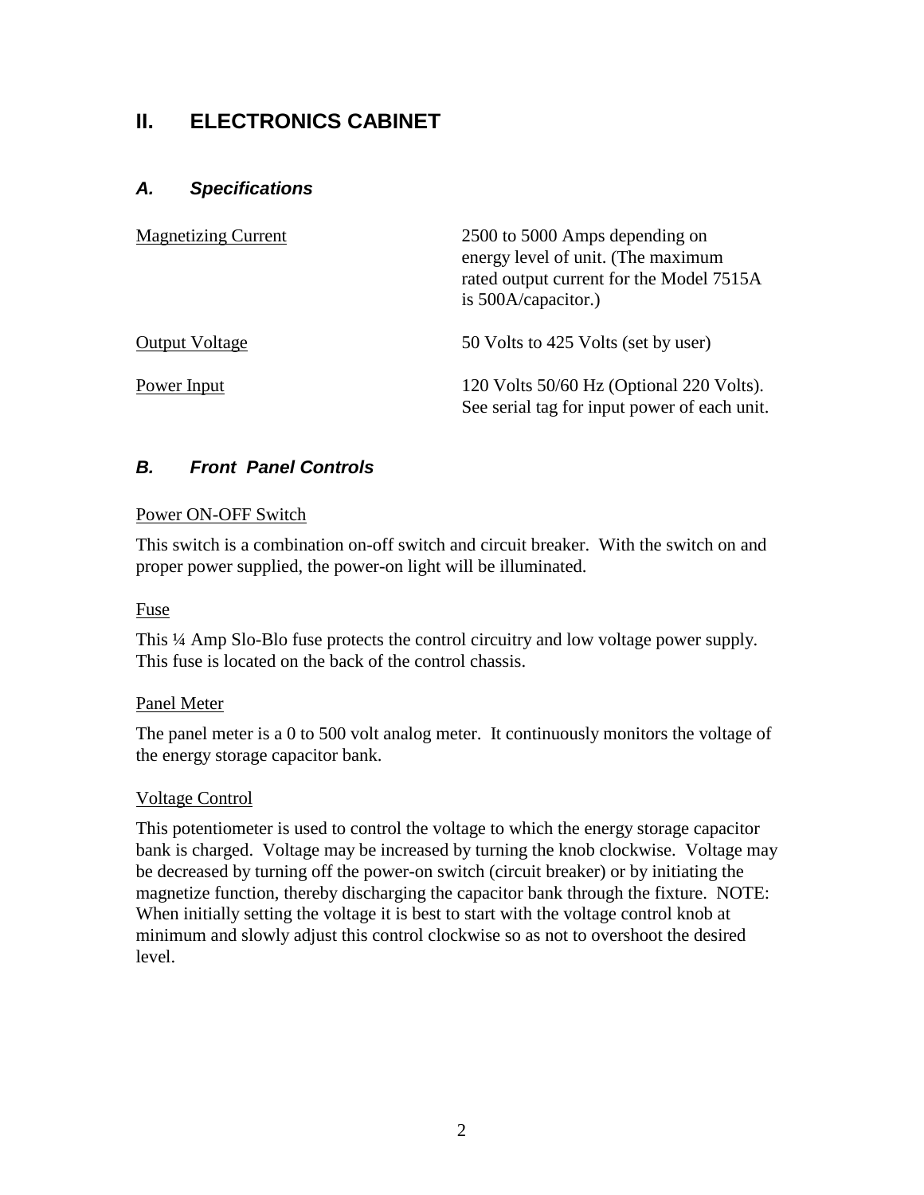# II. ELECTRONICS CABINET

## A. Specifications

| | |
|---|---|
| Magnetizing Current | 2500 to 5000 Amps depending on energy level of unit. (The maximum rated output current for the Model 7515A is 500A/capacitor.) |
| Output Voltage | 50 Volts to 425 Volts (set by user) |
| Power Input | 120 Volts 50/60 Hz (Optional 220 Volts). See serial tag for input power of each unit. |

## B. Front Panel Controls

Power ON-OFF Switch

This switch is a combination on-off switch and circuit breaker. With the switch on and proper power supplied, the power-on light will be illuminated.

Fuse

This ¼ Amp Slo-Blo fuse protects the control circuitry and low voltage power supply. This fuse is located on the back of the control chassis.

Panel Meter

The panel meter is a 0 to 500 volt analog meter. It continuously monitors the voltage of the energy storage capacitor bank.

Voltage Control

This potentiometer is used to control the voltage to which the energy storage capacitor bank is charged. Voltage may be increased by turning the knob clockwise. Voltage may be decreased by turning off the power-on switch (circuit breaker) or by initiating the magnetize function, thereby discharging the capacitor bank through the fixture. NOTE: When initially setting the voltage it is best to start with the voltage control knob at minimum and slowly adjust this control clockwise so as not to overshoot the desired level.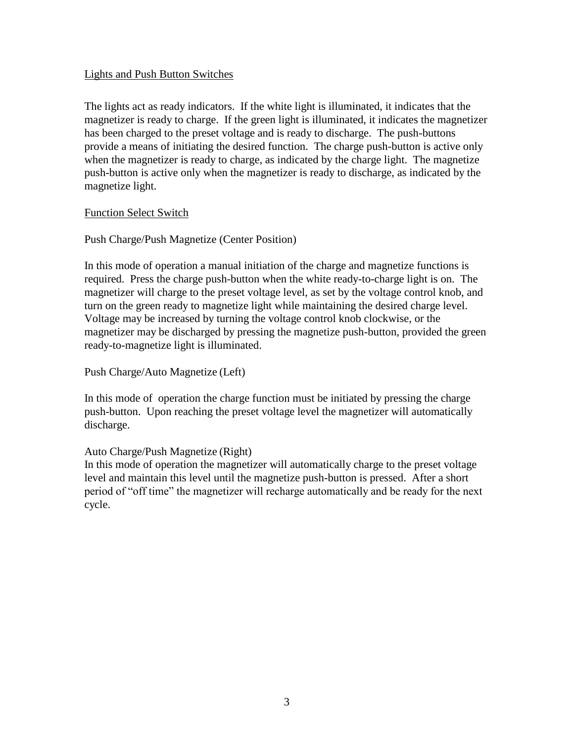<u>Lights and Push Button Switches</u>

The lights act as ready indicators. If the white light is illuminated, it indicates that the magnetizer is ready to charge. If the green light is illuminated, it indicates the magnetizer has been charged to the preset voltage and is ready to discharge. The push-buttons provide a means of initiating the desired function. The charge push-button is active only when the magnetizer is ready to charge, as indicated by the charge light. The magnetize push-button is active only when the magnetizer is ready to discharge, as indicated by the magnetize light.

<u>Function Select Switch</u>

Push Charge/Push Magnetize (Center Position)

In this mode of operation a manual initiation of the charge and magnetize functions is required. Press the charge push-button when the white ready-to-charge light is on. The magnetizer will charge to the preset voltage level, as set by the voltage control knob, and turn on the green ready to magnetize light while maintaining the desired charge level. Voltage may be increased by turning the voltage control knob clockwise, or the magnetizer may be discharged by pressing the magnetize push-button, provided the green ready-to-magnetize light is illuminated.

Push Charge/Auto Magnetize (Left)

In this mode of operation the charge function must be initiated by pressing the charge push-button. Upon reaching the preset voltage level the magnetizer will automatically discharge.

Auto Charge/Push Magnetize (Right)

In this mode of operation the magnetizer will automatically charge to the preset voltage level and maintain this level until the magnetize push-button is pressed. After a short period of "off time" the magnetizer will recharge automatically and be ready for the next cycle.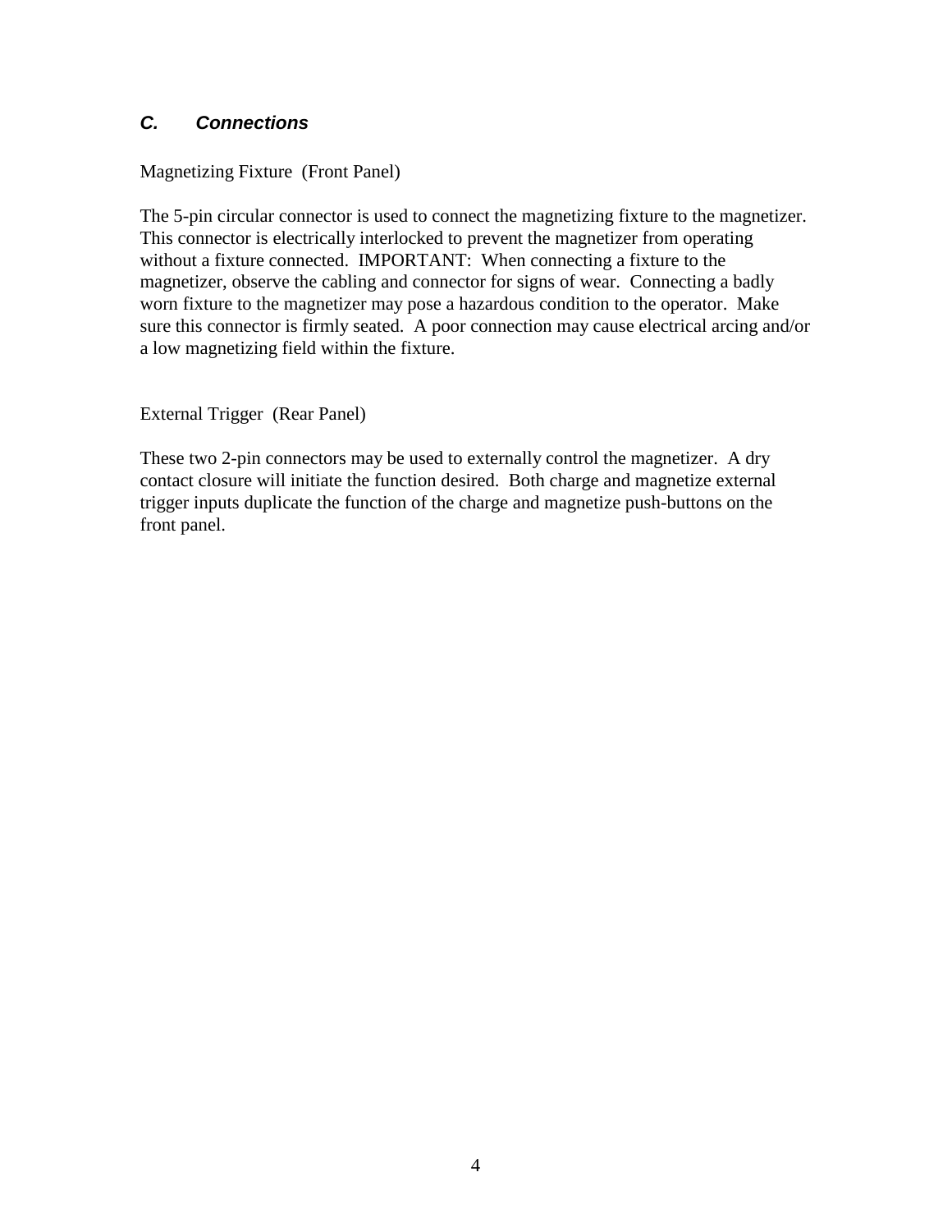### *C. Connections*

Magnetizing Fixture (Front Panel)

The 5-pin circular connector is used to connect the magnetizing fixture to the magnetizer. This connector is electrically interlocked to prevent the magnetizer from operating without a fixture connected. IMPORTANT: When connecting a fixture to the magnetizer, observe the cabling and connector for signs of wear. Connecting a badly worn fixture to the magnetizer may pose a hazardous condition to the operator. Make sure this connector is firmly seated. A poor connection may cause electrical arcing and/or a low magnetizing field within the fixture.

External Trigger (Rear Panel)

These two 2-pin connectors may be used to externally control the magnetizer. A dry contact closure will initiate the function desired. Both charge and magnetize external trigger inputs duplicate the function of the charge and magnetize push-buttons on the front panel.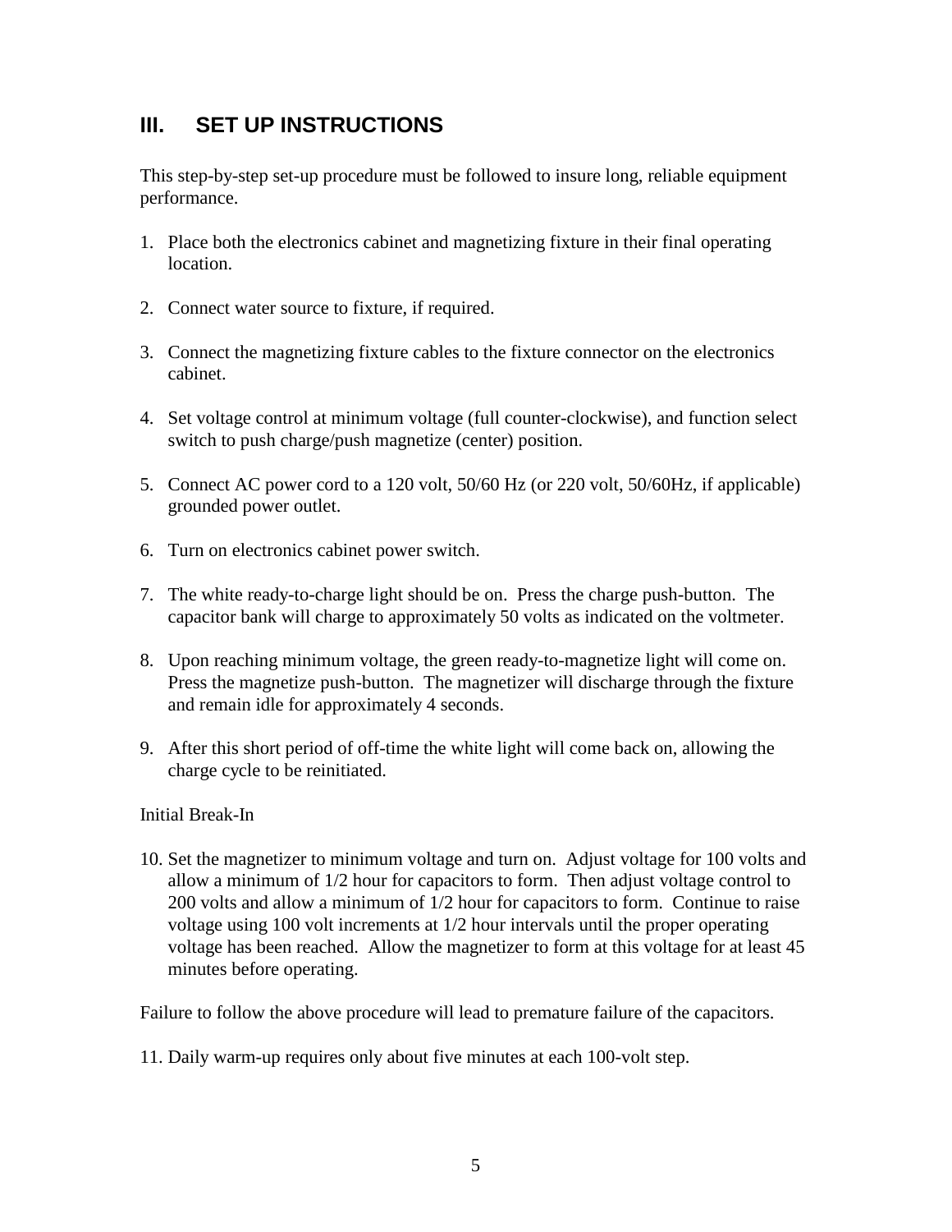## III. SET UP INSTRUCTIONS

This step-by-step set-up procedure must be followed to insure long, reliable equipment performance.

1. Place both the electronics cabinet and magnetizing fixture in their final operating location.

2. Connect water source to fixture, if required.

3. Connect the magnetizing fixture cables to the fixture connector on the electronics cabinet.

4. Set voltage control at minimum voltage (full counter-clockwise), and function select switch to push charge/push magnetize (center) position.

5. Connect AC power cord to a 120 volt, 50/60 Hz (or 220 volt, 50/60Hz, if applicable) grounded power outlet.

6. Turn on electronics cabinet power switch.

7. The white ready-to-charge light should be on. Press the charge push-button. The capacitor bank will charge to approximately 50 volts as indicated on the voltmeter.

8. Upon reaching minimum voltage, the green ready-to-magnetize light will come on. Press the magnetize push-button. The magnetizer will discharge through the fixture and remain idle for approximately 4 seconds.

9. After this short period of off-time the white light will come back on, allowing the charge cycle to be reinitiated.

Initial Break-In

10. Set the magnetizer to minimum voltage and turn on. Adjust voltage for 100 volts and allow a minimum of 1/2 hour for capacitors to form. Then adjust voltage control to 200 volts and allow a minimum of 1/2 hour for capacitors to form. Continue to raise voltage using 100 volt increments at 1/2 hour intervals until the proper operating voltage has been reached. Allow the magnetizer to form at this voltage for at least 45 minutes before operating.

Failure to follow the above procedure will lead to premature failure of the capacitors.

11. Daily warm-up requires only about five minutes at each 100-volt step.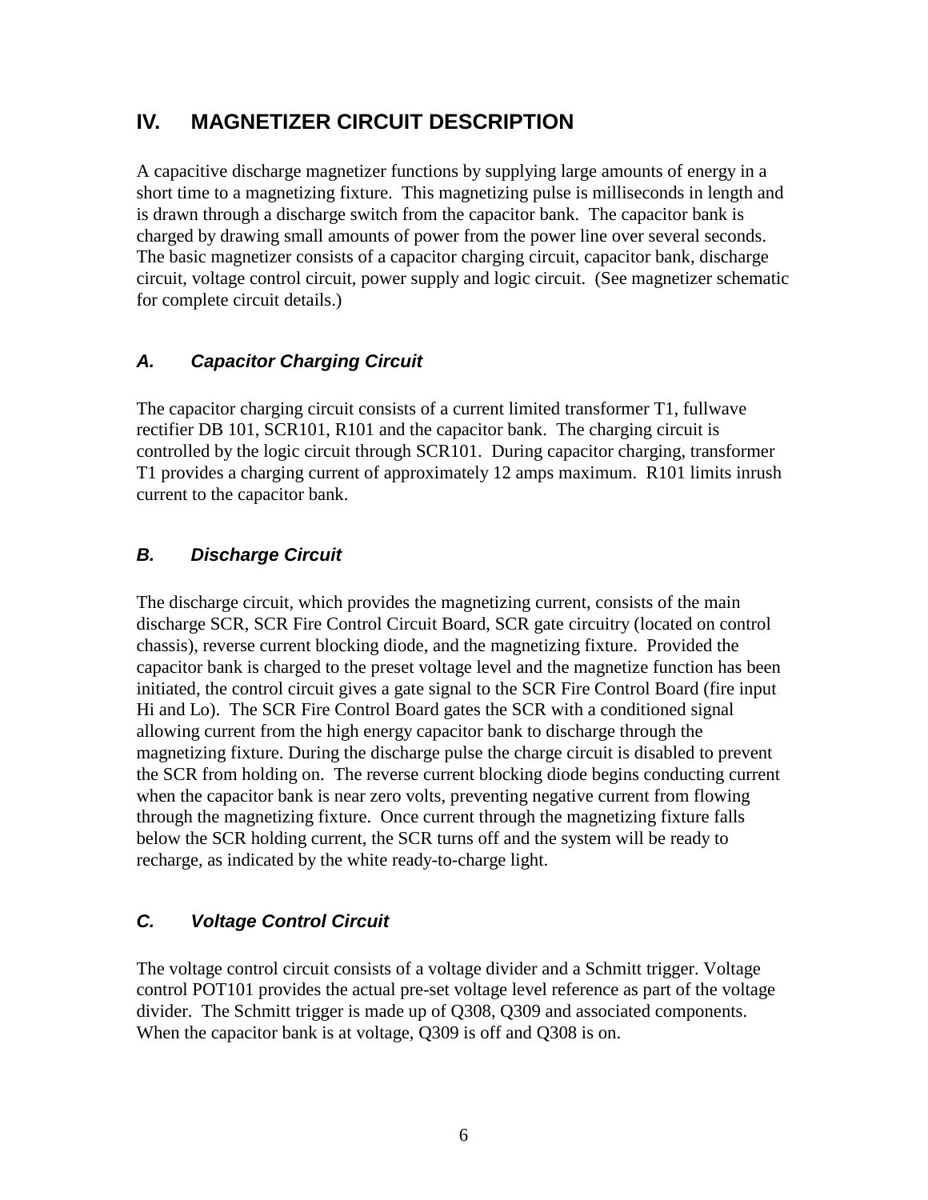## IV. MAGNETIZER CIRCUIT DESCRIPTION

A capacitive discharge magnetizer functions by supplying large amounts of energy in a short time to a magnetizing fixture. This magnetizing pulse is milliseconds in length and is drawn through a discharge switch from the capacitor bank. The capacitor bank is charged by drawing small amounts of power from the power line over several seconds. The basic magnetizer consists of a capacitor charging circuit, capacitor bank, discharge circuit, voltage control circuit, power supply and logic circuit. (See magnetizer schematic for complete circuit details.)

### *A. Capacitor Charging Circuit*

The capacitor charging circuit consists of a current limited transformer T1, fullwave rectifier DB 101, SCR101, R101 and the capacitor bank. The charging circuit is controlled by the logic circuit through SCR101. During capacitor charging, transformer T1 provides a charging current of approximately 12 amps maximum. R101 limits inrush current to the capacitor bank.

### *B. Discharge Circuit*

The discharge circuit, which provides the magnetizing current, consists of the main discharge SCR, SCR Fire Control Circuit Board, SCR gate circuitry (located on control chassis), reverse current blocking diode, and the magnetizing fixture. Provided the capacitor bank is charged to the preset voltage level and the magnetize function has been initiated, the control circuit gives a gate signal to the SCR Fire Control Board (fire input Hi and Lo). The SCR Fire Control Board gates the SCR with a conditioned signal allowing current from the high energy capacitor bank to discharge through the magnetizing fixture. During the discharge pulse the charge circuit is disabled to prevent the SCR from holding on. The reverse current blocking diode begins conducting current when the capacitor bank is near zero volts, preventing negative current from flowing through the magnetizing fixture. Once current through the magnetizing fixture falls below the SCR holding current, the SCR turns off and the system will be ready to recharge, as indicated by the white ready-to-charge light.

### *C. Voltage Control Circuit*

The voltage control circuit consists of a voltage divider and a Schmitt trigger. Voltage control POT101 provides the actual pre-set voltage level reference as part of the voltage divider. The Schmitt trigger is made up of Q308, Q309 and associated components. When the capacitor bank is at voltage, Q309 is off and Q308 is on.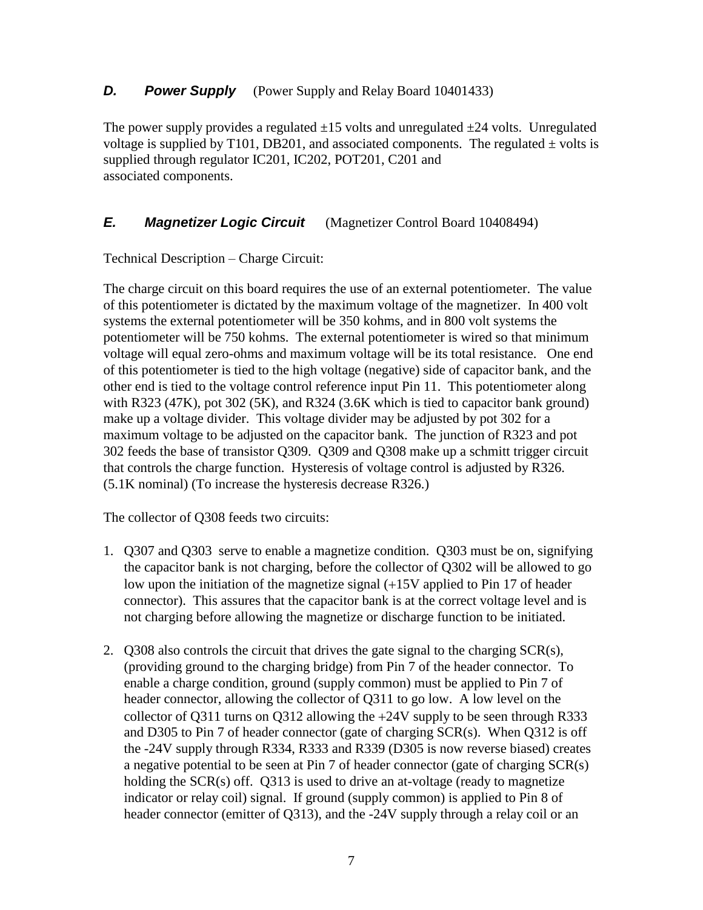## *D. Power Supply* (Power Supply and Relay Board 10401433)

The power supply provides a regulated ±15 volts and unregulated ±24 volts. Unregulated voltage is supplied by T101, DB201, and associated components. The regulated ± volts is supplied through regulator IC201, IC202, POT201, C201 and associated components.

## *E. Magnetizer Logic Circuit* (Magnetizer Control Board 10408494)

Technical Description – Charge Circuit:

The charge circuit on this board requires the use of an external potentiometer. The value of this potentiometer is dictated by the maximum voltage of the magnetizer. In 400 volt systems the external potentiometer will be 350 kohms, and in 800 volt systems the potentiometer will be 750 kohms. The external potentiometer is wired so that minimum voltage will equal zero-ohms and maximum voltage will be its total resistance. One end of this potentiometer is tied to the high voltage (negative) side of capacitor bank, and the other end is tied to the voltage control reference input Pin 11. This potentiometer along with R323 (47K), pot 302 (5K), and R324 (3.6K which is tied to capacitor bank ground) make up a voltage divider. This voltage divider may be adjusted by pot 302 for a maximum voltage to be adjusted on the capacitor bank. The junction of R323 and pot 302 feeds the base of transistor Q309. Q309 and Q308 make up a schmitt trigger circuit that controls the charge function. Hysteresis of voltage control is adjusted by R326. (5.1K nominal) (To increase the hysteresis decrease R326.)

The collector of Q308 feeds two circuits:

1. Q307 and Q303 serve to enable a magnetize condition. Q303 must be on, signifying the capacitor bank is not charging, before the collector of Q302 will be allowed to go low upon the initiation of the magnetize signal (+15V applied to Pin 17 of header connector). This assures that the capacitor bank is at the correct voltage level and is not charging before allowing the magnetize or discharge function to be initiated.

2. Q308 also controls the circuit that drives the gate signal to the charging SCR(s), (providing ground to the charging bridge) from Pin 7 of the header connector. To enable a charge condition, ground (supply common) must be applied to Pin 7 of header connector, allowing the collector of Q311 to go low. A low level on the collector of Q311 turns on Q312 allowing the +24V supply to be seen through R333 and D305 to Pin 7 of header connector (gate of charging SCR(s). When Q312 is off the -24V supply through R334, R333 and R339 (D305 is now reverse biased) creates a negative potential to be seen at Pin 7 of header connector (gate of charging SCR(s) holding the SCR(s) off. Q313 is used to drive an at-voltage (ready to magnetize indicator or relay coil) signal. If ground (supply common) is applied to Pin 8 of header connector (emitter of Q313), and the -24V supply through a relay coil or an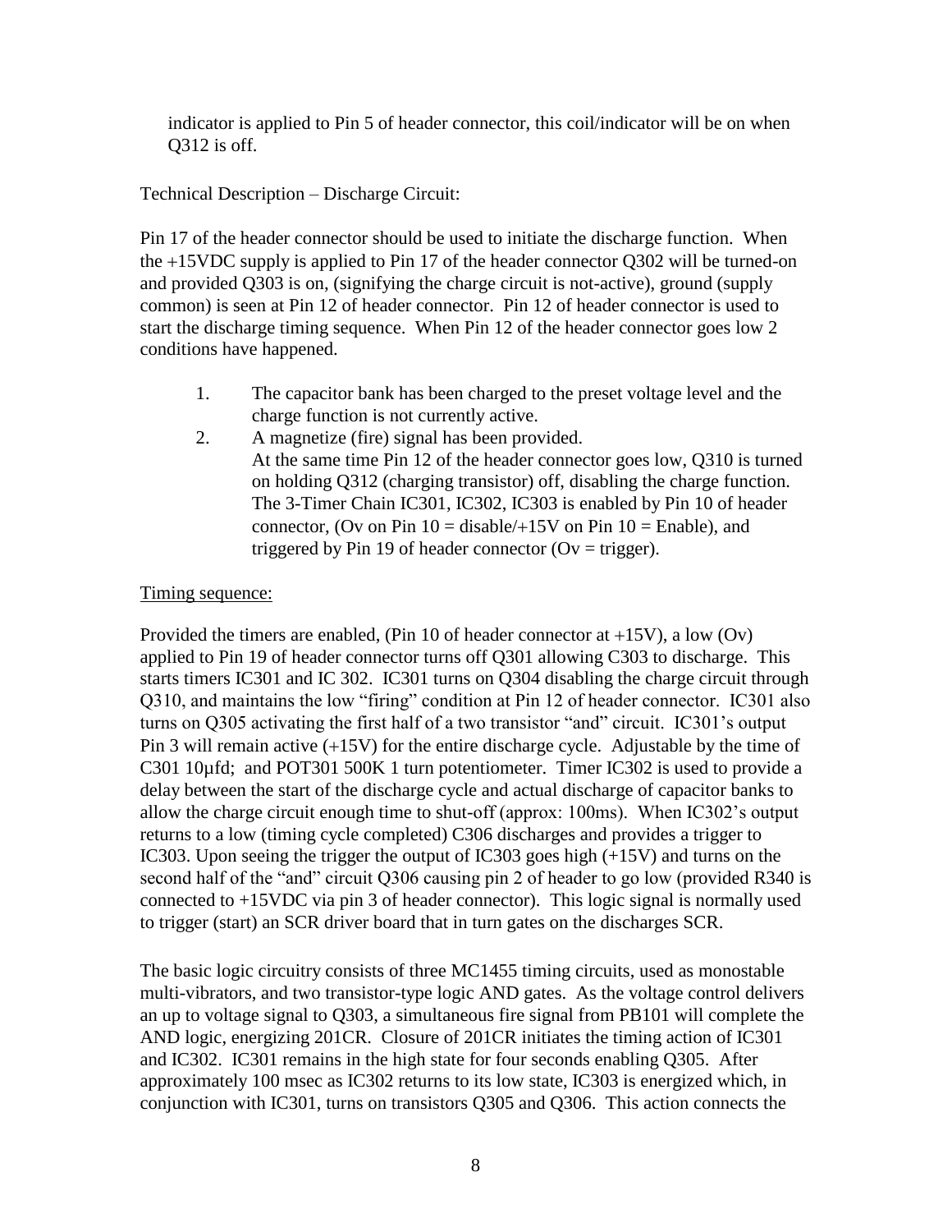indicator is applied to Pin 5 of header connector, this coil/indicator will be on when Q312 is off.

Technical Description – Discharge Circuit:

Pin 17 of the header connector should be used to initiate the discharge function. When the +15VDC supply is applied to Pin 17 of the header connector Q302 will be turned-on and provided Q303 is on, (signifying the charge circuit is not-active), ground (supply common) is seen at Pin 12 of header connector. Pin 12 of header connector is used to start the discharge timing sequence. When Pin 12 of the header connector goes low 2 conditions have happened.

1. The capacitor bank has been charged to the preset voltage level and the charge function is not currently active.
2. A magnetize (fire) signal has been provided.
   At the same time Pin 12 of the header connector goes low, Q310 is turned on holding Q312 (charging transistor) off, disabling the charge function. The 3-Timer Chain IC301, IC302, IC303 is enabled by Pin 10 of header connector, (Ov on Pin 10 = disable/+15V on Pin 10 = Enable), and triggered by Pin 19 of header connector (Ov = trigger).

<u>Timing sequence:</u>

Provided the timers are enabled, (Pin 10 of header connector at +15V), a low (Ov) applied to Pin 19 of header connector turns off Q301 allowing C303 to discharge. This starts timers IC301 and IC 302. IC301 turns on Q304 disabling the charge circuit through Q310, and maintains the low "firing" condition at Pin 12 of header connector. IC301 also turns on Q305 activating the first half of a two transistor "and" circuit. IC301's output Pin 3 will remain active (+15V) for the entire discharge cycle. Adjustable by the time of C301 10µfd; and POT301 500K 1 turn potentiometer. Timer IC302 is used to provide a delay between the start of the discharge cycle and actual discharge of capacitor banks to allow the charge circuit enough time to shut-off (approx: 100ms). When IC302's output returns to a low (timing cycle completed) C306 discharges and provides a trigger to IC303. Upon seeing the trigger the output of IC303 goes high (+15V) and turns on the second half of the "and" circuit Q306 causing pin 2 of header to go low (provided R340 is connected to +15VDC via pin 3 of header connector). This logic signal is normally used to trigger (start) an SCR driver board that in turn gates on the discharges SCR.

The basic logic circuitry consists of three MC1455 timing circuits, used as monostable multi-vibrators, and two transistor-type logic AND gates. As the voltage control delivers an up to voltage signal to Q303, a simultaneous fire signal from PB101 will complete the AND logic, energizing 201CR. Closure of 201CR initiates the timing action of IC301 and IC302. IC301 remains in the high state for four seconds enabling Q305. After approximately 100 msec as IC302 returns to its low state, IC303 is energized which, in conjunction with IC301, turns on transistors Q305 and Q306. This action connects the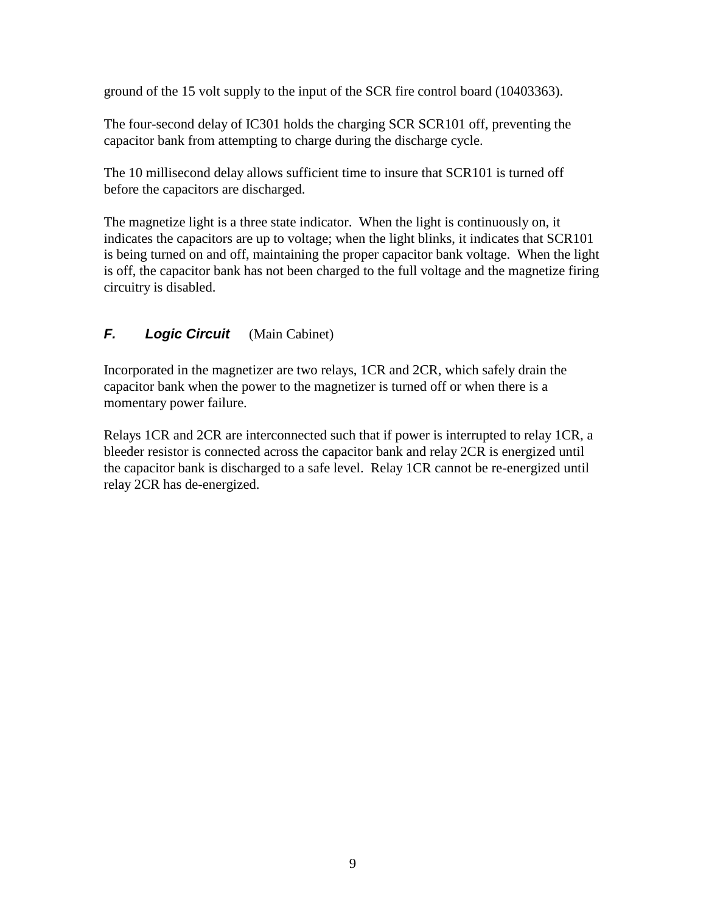ground of the 15 volt supply to the input of the SCR fire control board (10403363).

The four-second delay of IC301 holds the charging SCR SCR101 off, preventing the capacitor bank from attempting to charge during the discharge cycle.

The 10 millisecond delay allows sufficient time to insure that SCR101 is turned off before the capacitors are discharged.

The magnetize light is a three state indicator. When the light is continuously on, it indicates the capacitors are up to voltage; when the light blinks, it indicates that SCR101 is being turned on and off, maintaining the proper capacitor bank voltage. When the light is off, the capacitor bank has not been charged to the full voltage and the magnetize firing circuitry is disabled.

### ***F. Logic Circuit*** (Main Cabinet)

Incorporated in the magnetizer are two relays, 1CR and 2CR, which safely drain the capacitor bank when the power to the magnetizer is turned off or when there is a momentary power failure.

Relays 1CR and 2CR are interconnected such that if power is interrupted to relay 1CR, a bleeder resistor is connected across the capacitor bank and relay 2CR is energized until the capacitor bank is discharged to a safe level. Relay 1CR cannot be re-energized until relay 2CR has de-energized.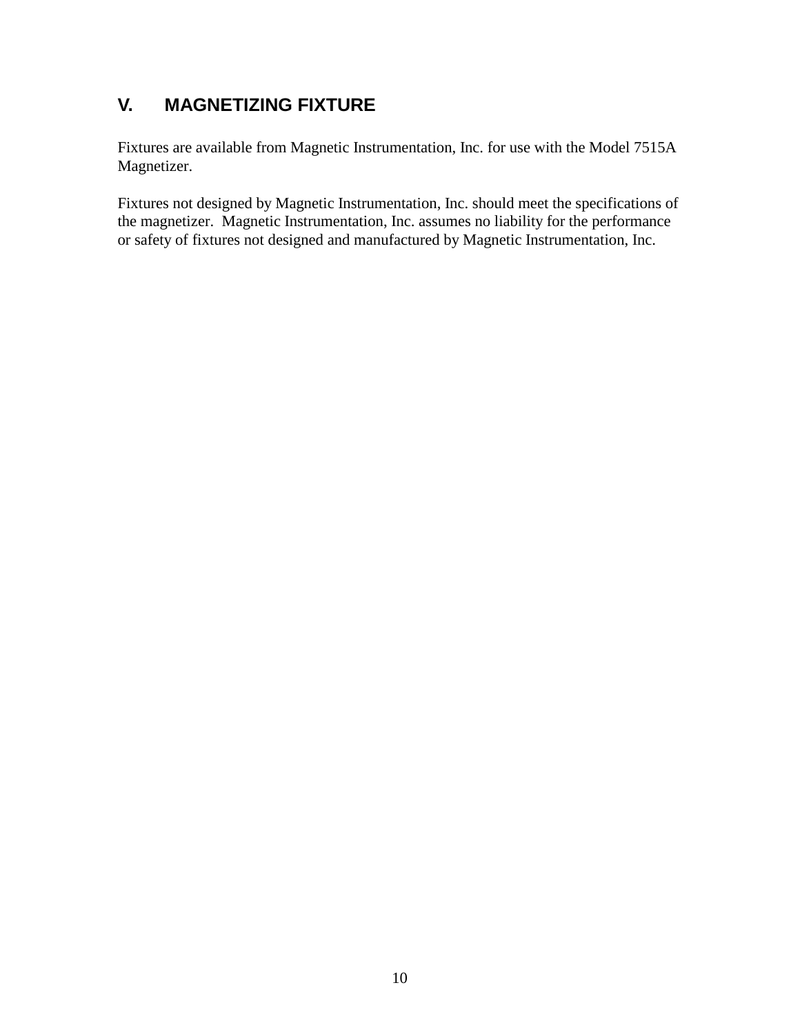## V. MAGNETIZING FIXTURE

Fixtures are available from Magnetic Instrumentation, Inc. for use with the Model 7515A Magnetizer.

Fixtures not designed by Magnetic Instrumentation, Inc. should meet the specifications of the magnetizer. Magnetic Instrumentation, Inc. assumes no liability for the performance or safety of fixtures not designed and manufactured by Magnetic Instrumentation, Inc.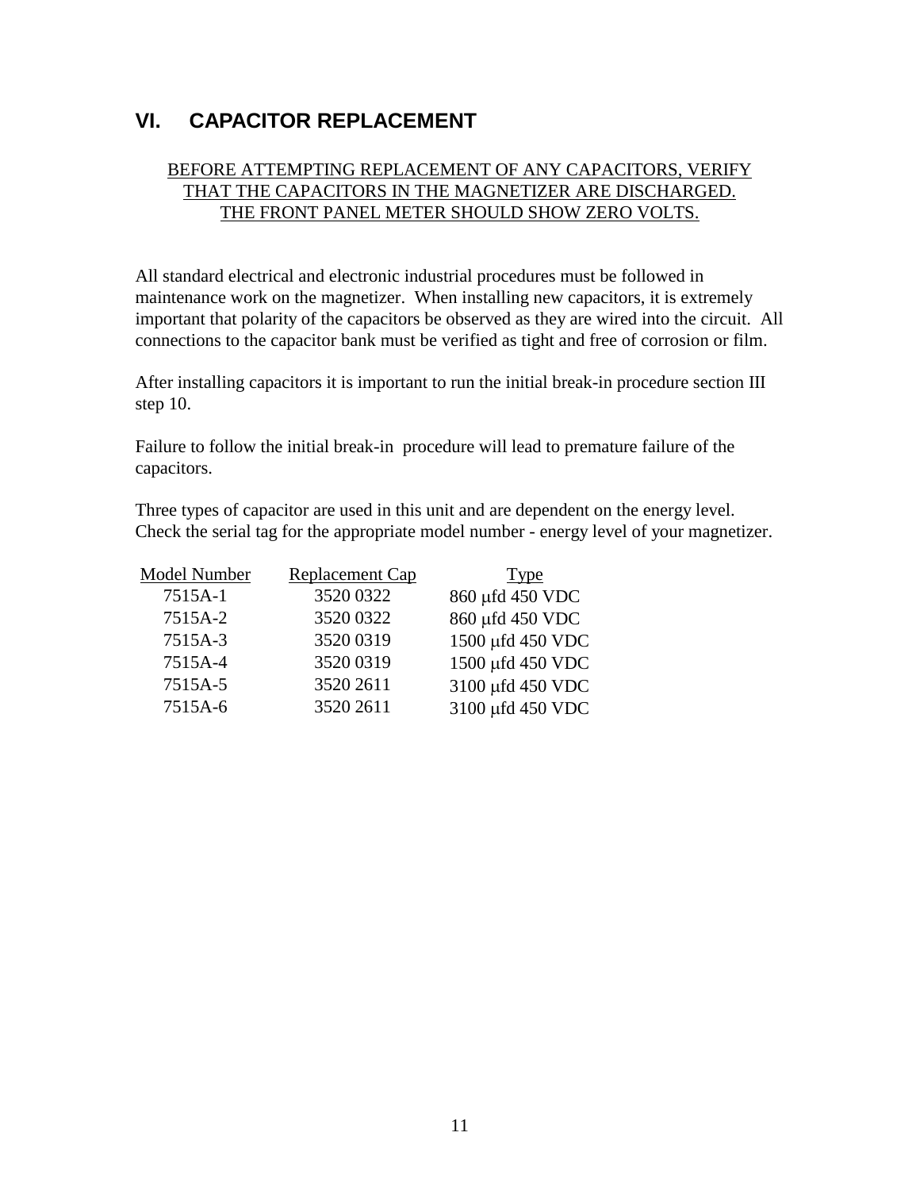## VI. CAPACITOR REPLACEMENT

BEFORE ATTEMPTING REPLACEMENT OF ANY CAPACITORS, VERIFY THAT THE CAPACITORS IN THE MAGNETIZER ARE DISCHARGED. THE FRONT PANEL METER SHOULD SHOW ZERO VOLTS.

All standard electrical and electronic industrial procedures must be followed in maintenance work on the magnetizer. When installing new capacitors, it is extremely important that polarity of the capacitors be observed as they are wired into the circuit. All connections to the capacitor bank must be verified as tight and free of corrosion or film.

After installing capacitors it is important to run the initial break-in procedure section III step 10.

Failure to follow the initial break-in procedure will lead to premature failure of the capacitors.

Three types of capacitor are used in this unit and are dependent on the energy level. Check the serial tag for the appropriate model number - energy level of your magnetizer.

| Model Number | Replacement Cap | Type |
|---|---|---|
| 7515A-1 | 3520 0322 | 860 μfd 450 VDC |
| 7515A-2 | 3520 0322 | 860 μfd 450 VDC |
| 7515A-3 | 3520 0319 | 1500 μfd 450 VDC |
| 7515A-4 | 3520 0319 | 1500 μfd 450 VDC |
| 7515A-5 | 3520 2611 | 3100 μfd 450 VDC |
| 7515A-6 | 3520 2611 | 3100 μfd 450 VDC |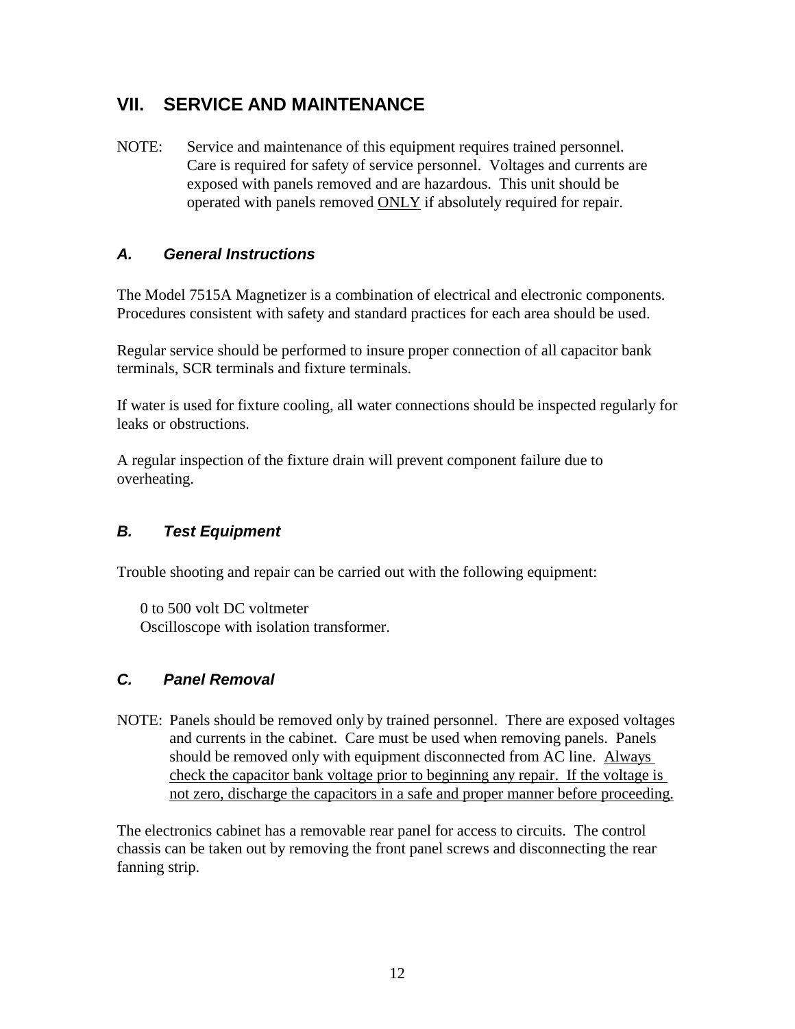## VII. SERVICE AND MAINTENANCE

NOTE: Service and maintenance of this equipment requires trained personnel. Care is required for safety of service personnel. Voltages and currents are exposed with panels removed and are hazardous. This unit should be operated with panels removed <u>ONLY</u> if absolutely required for repair.

### *A. General Instructions*

The Model 7515A Magnetizer is a combination of electrical and electronic components. Procedures consistent with safety and standard practices for each area should be used.

Regular service should be performed to insure proper connection of all capacitor bank terminals, SCR terminals and fixture terminals.

If water is used for fixture cooling, all water connections should be inspected regularly for leaks or obstructions.

A regular inspection of the fixture drain will prevent component failure due to overheating.

### *B. Test Equipment*

Trouble shooting and repair can be carried out with the following equipment:

0 to 500 volt DC voltmeter  
Oscilloscope with isolation transformer.

### *C. Panel Removal*

NOTE: Panels should be removed only by trained personnel. There are exposed voltages and currents in the cabinet. Care must be used when removing panels. Panels should be removed only with equipment disconnected from AC line. <u>Always check the capacitor bank voltage prior to beginning any repair. If the voltage is not zero, discharge the capacitors in a safe and proper manner before proceeding.</u>

The electronics cabinet has a removable rear panel for access to circuits. The control chassis can be taken out by removing the front panel screws and disconnecting the rear fanning strip.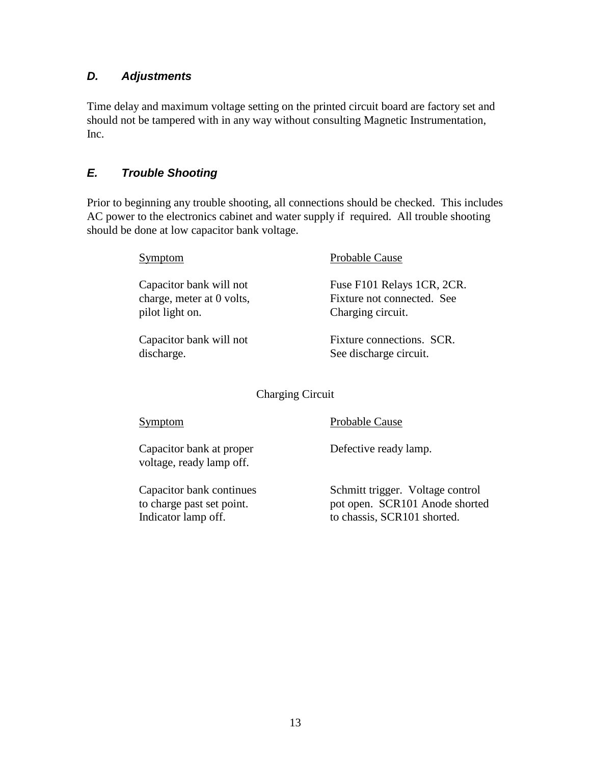### *D. Adjustments*

Time delay and maximum voltage setting on the printed circuit board are factory set and should not be tampered with in any way without consulting Magnetic Instrumentation, Inc.

### *E. Trouble Shooting*

Prior to beginning any trouble shooting, all connections should be checked. This includes AC power to the electronics cabinet and water supply if required. All trouble shooting should be done at low capacitor bank voltage.

| Symptom | Probable Cause |
|---|---|
| Capacitor bank will not charge, meter at 0 volts, pilot light on. | Fuse F101 Relays 1CR, 2CR. Fixture not connected. See Charging circuit. |
| Capacitor bank will not discharge. | Fixture connections. SCR. See discharge circuit. |

Charging Circuit

| Symptom | Probable Cause |
|---|---|
| Capacitor bank at proper voltage, ready lamp off. | Defective ready lamp. |
| Capacitor bank continues to charge past set point. Indicator lamp off. | Schmitt trigger. Voltage control pot open. SCR101 Anode shorted to chassis, SCR101 shorted. |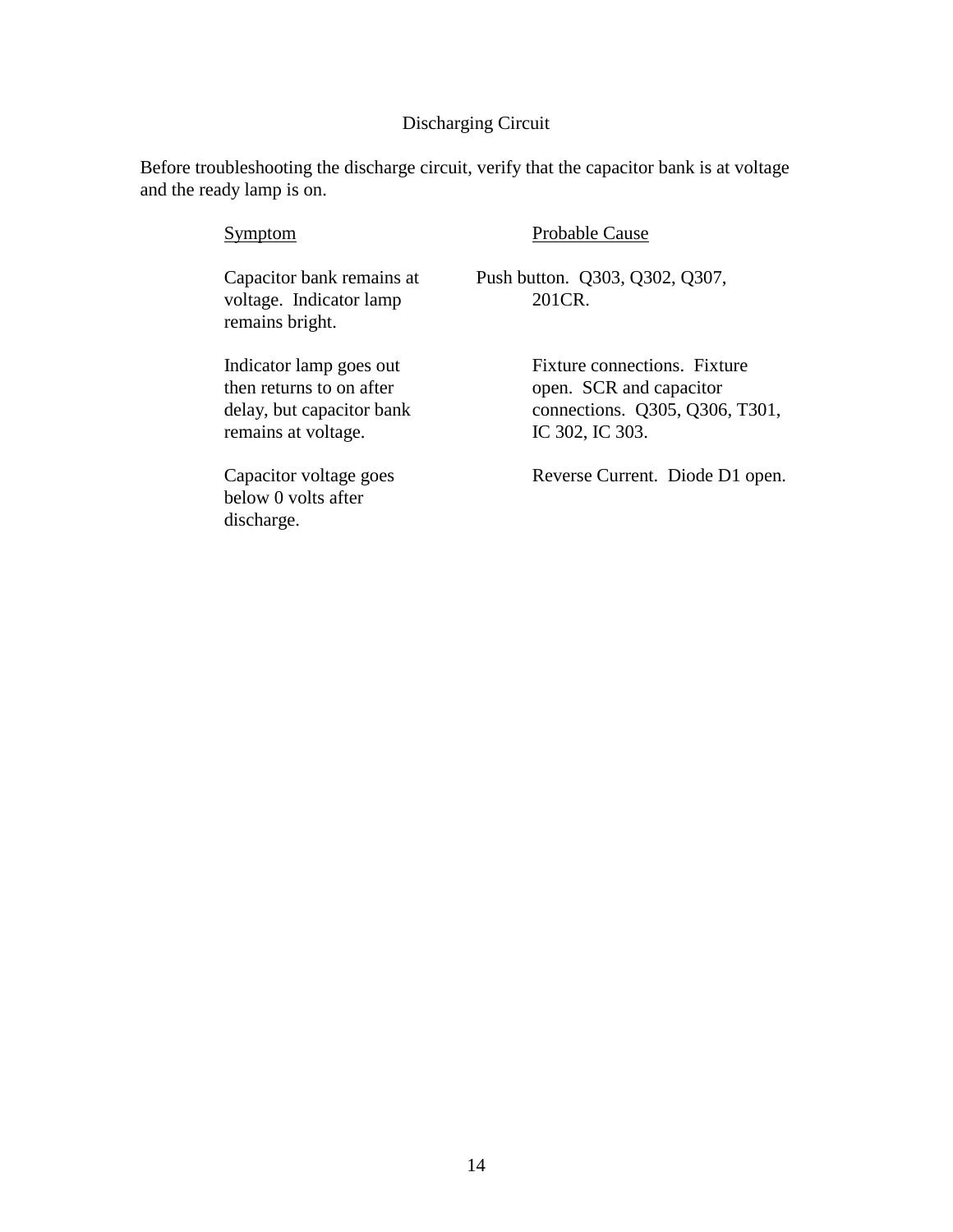## Discharging Circuit

Before troubleshooting the discharge circuit, verify that the capacitor bank is at voltage and the ready lamp is on.

| Symptom | Probable Cause |
| --- | --- |
| Capacitor bank remains at voltage. Indicator lamp remains bright. | Push button. Q303, Q302, Q307, 201CR. |
| Indicator lamp goes out then returns to on after delay, but capacitor bank remains at voltage. | Fixture connections. Fixture open. SCR and capacitor connections. Q305, Q306, T301, IC 302, IC 303. |
| Capacitor voltage goes below 0 volts after discharge. | Reverse Current. Diode D1 open. |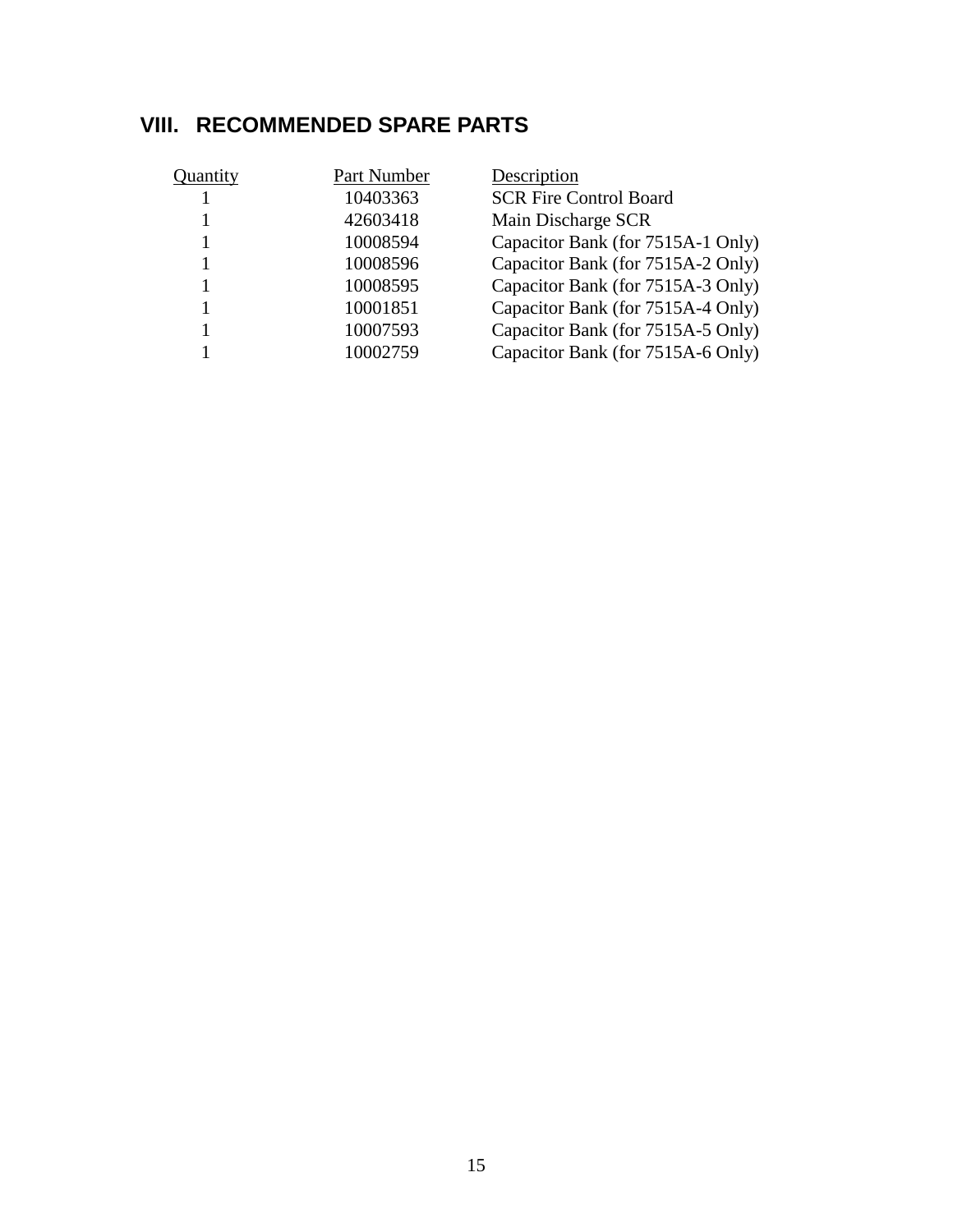## VIII. RECOMMENDED SPARE PARTS

| Quantity | Part Number | Description |
|---|---|---|
| 1 | 10403363 | SCR Fire Control Board |
| 1 | 42603418 | Main Discharge SCR |
| 1 | 10008594 | Capacitor Bank (for 7515A-1 Only) |
| 1 | 10008596 | Capacitor Bank (for 7515A-2 Only) |
| 1 | 10008595 | Capacitor Bank (for 7515A-3 Only) |
| 1 | 10001851 | Capacitor Bank (for 7515A-4 Only) |
| 1 | 10007593 | Capacitor Bank (for 7515A-5 Only) |
| 1 | 10002759 | Capacitor Bank (for 7515A-6 Only) |